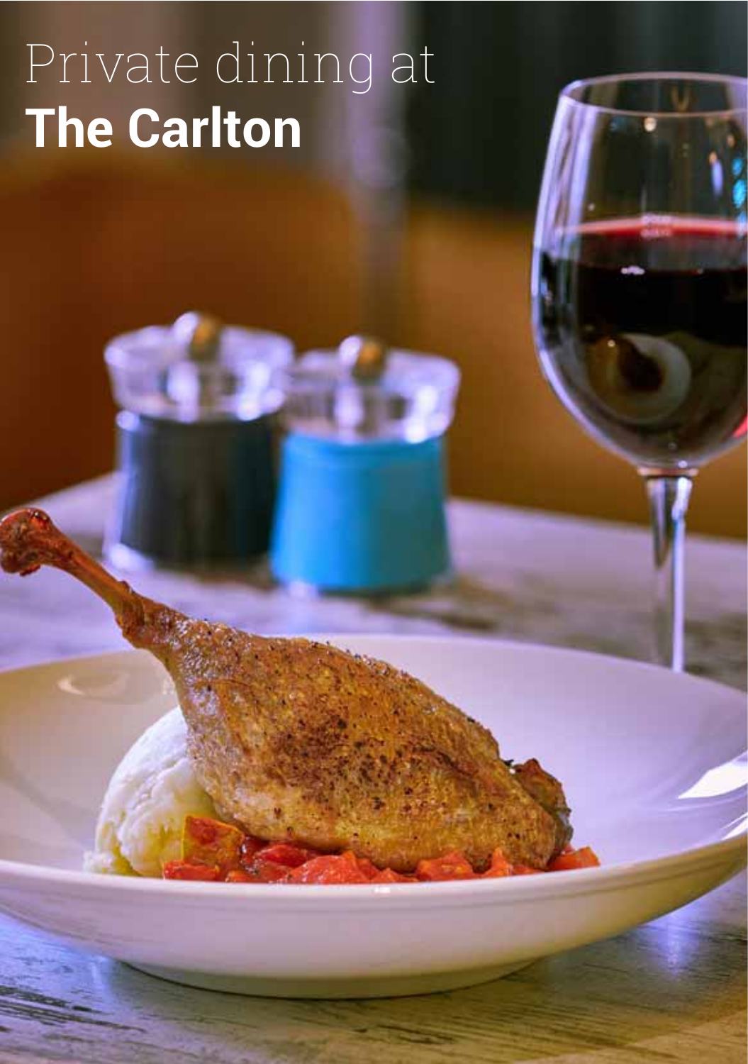# Private dining at **The Carlton**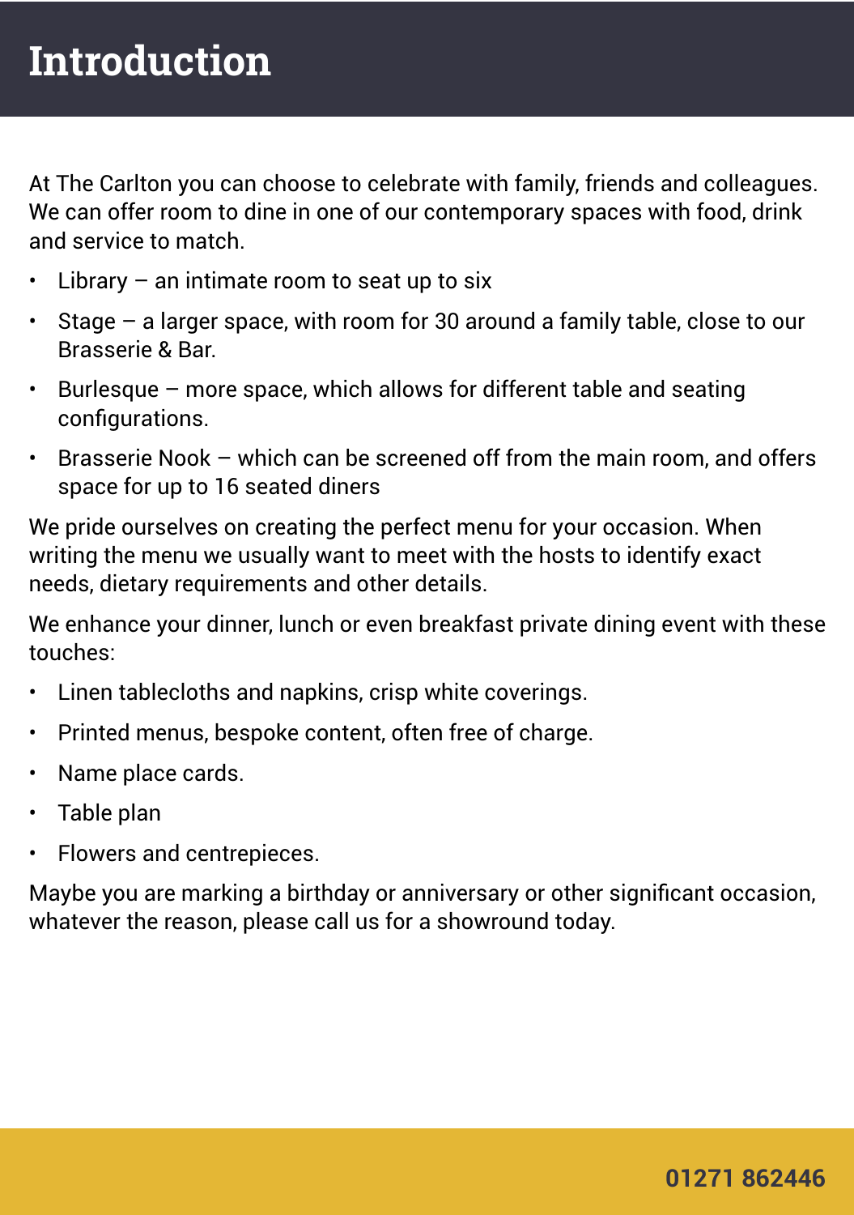# Introduction

At The Carlton you can choose to celebrate with family, friends and colleagues. We can offer room to dine in one of our contemporary spaces with food, drink and service to match.

- Library – an intimate room to seat up to six
- Stage – a larger space, with room for 30 around a family table, close to our Brasserie & Bar.
- Burlesque – more space, which allows for different table and seating configurations.
- Brasserie Nook – which can be screened off from the main room, and offers space for up to 16 seated diners

We pride ourselves on creating the perfect menu for your occasion. When writing the menu we usually want to meet with the hosts to identify exact needs, dietary requirements and other details.

We enhance your dinner, lunch or even breakfast private dining event with these touches:

- Linen tablecloths and napkins, crisp white coverings.
- Printed menus, bespoke content, often free of charge.
- Name place cards.
- Table plan
- Flowers and centrepieces.

Maybe you are marking a birthday or anniversary or other significant occasion, whatever the reason, please call us for a showround today.

**01271 862446**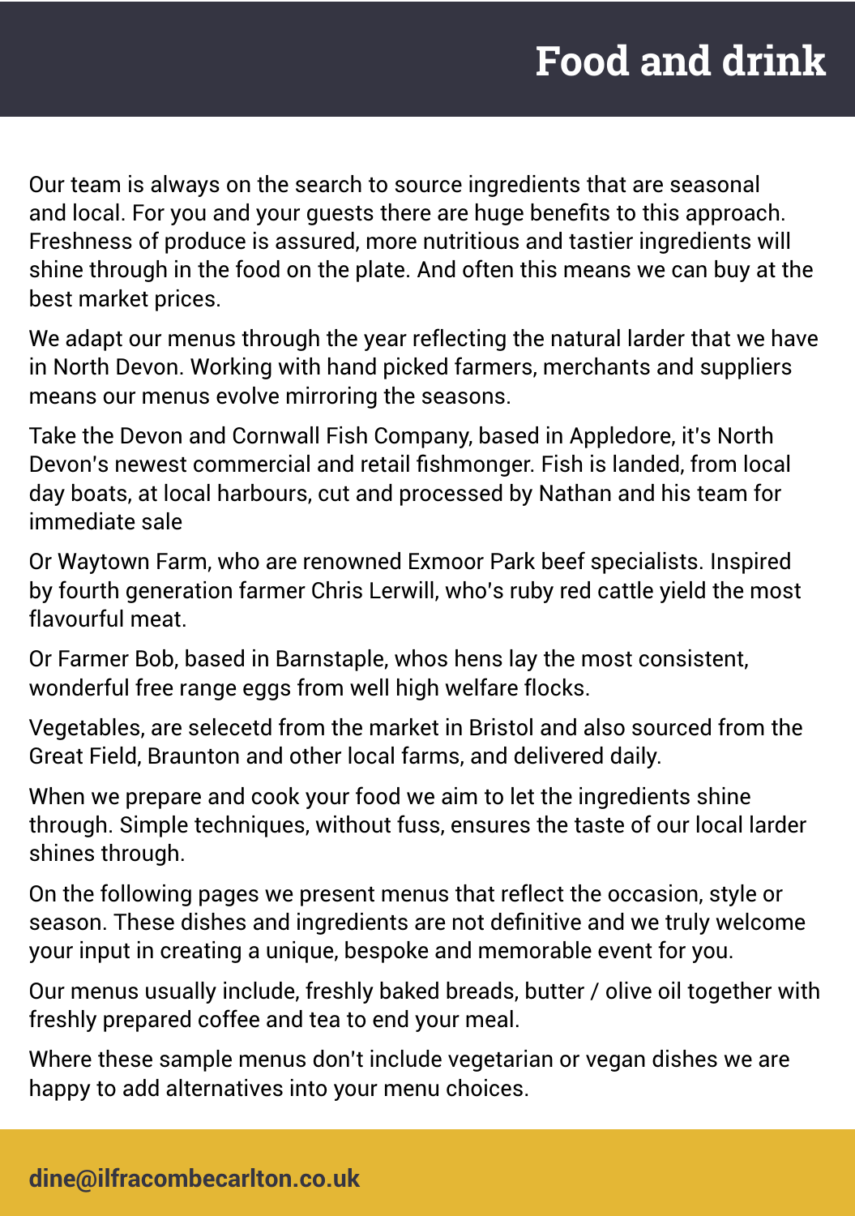# Food and drink

Our team is always on the search to source ingredients that are seasonal and local. For you and your guests there are huge benefits to this approach. Freshness of produce is assured, more nutritious and tastier ingredients will shine through in the food on the plate. And often this means we can buy at the best market prices.

We adapt our menus through the year reflecting the natural larder that we have in North Devon. Working with hand picked farmers, merchants and suppliers means our menus evolve mirroring the seasons.

Take the Devon and Cornwall Fish Company, based in Appledore, it's North Devon's newest commercial and retail fishmonger. Fish is landed, from local day boats, at local harbours, cut and processed by Nathan and his team for immediate sale

Or Waytown Farm, who are renowned Exmoor Park beef specialists. Inspired by fourth generation farmer Chris Lerwill, who's ruby red cattle yield the most flavourful meat.

Or Farmer Bob, based in Barnstaple, whos hens lay the most consistent, wonderful free range eggs from well high welfare flocks.

Vegetables, are selecetd from the market in Bristol and also sourced from the Great Field, Braunton and other local farms, and delivered daily.

When we prepare and cook your food we aim to let the ingredients shine through. Simple techniques, without fuss, ensures the taste of our local larder shines through.

On the following pages we present menus that reflect the occasion, style or season. These dishes and ingredients are not definitive and we truly welcome your input in creating a unique, bespoke and memorable event for you.

Our menus usually include, freshly baked breads, butter / olive oil together with freshly prepared coffee and tea to end your meal.

Where these sample menus don't include vegetarian or vegan dishes we are happy to add alternatives into your menu choices.

**dine@ilfracombecarlton.co.uk**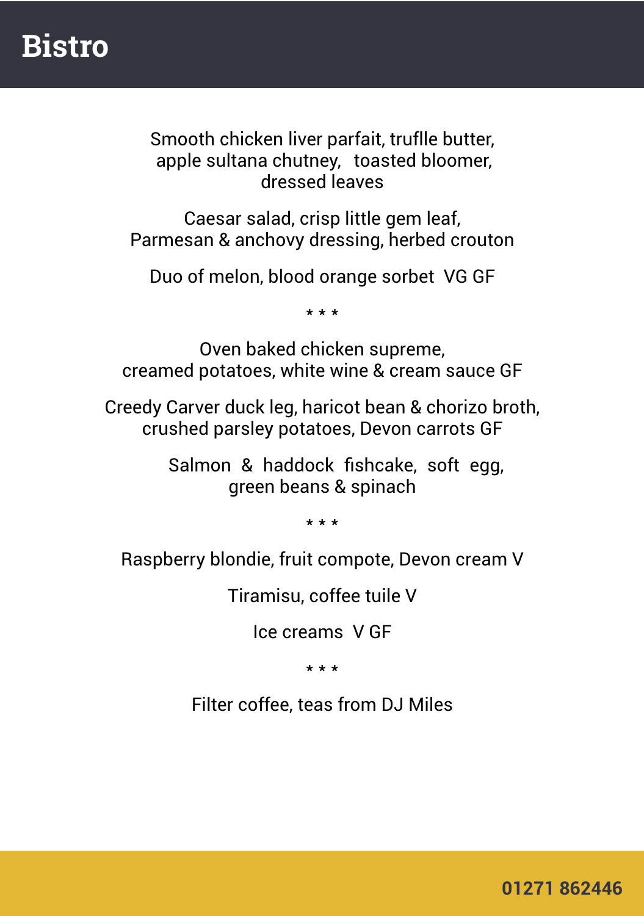# Bistro

Smooth chicken liver parfait, truflle butter,
apple sultana chutney, toasted bloomer,
dressed leaves

Caesar salad, crisp little gem leaf,
Parmesan & anchovy dressing, herbed crouton

Duo of melon, blood orange sorbet VG GF

* * *

Oven baked chicken supreme,
creamed potatoes, white wine & cream sauce GF

Creedy Carver duck leg, haricot bean & chorizo broth,
crushed parsley potatoes, Devon carrots GF

Salmon & haddock fishcake, soft egg,
green beans & spinach

* * *

Raspberry blondie, fruit compote, Devon cream V

Tiramisu, coffee tuile V

Ice creams V GF

* * *

Filter coffee, teas from DJ Miles

**01271 862446**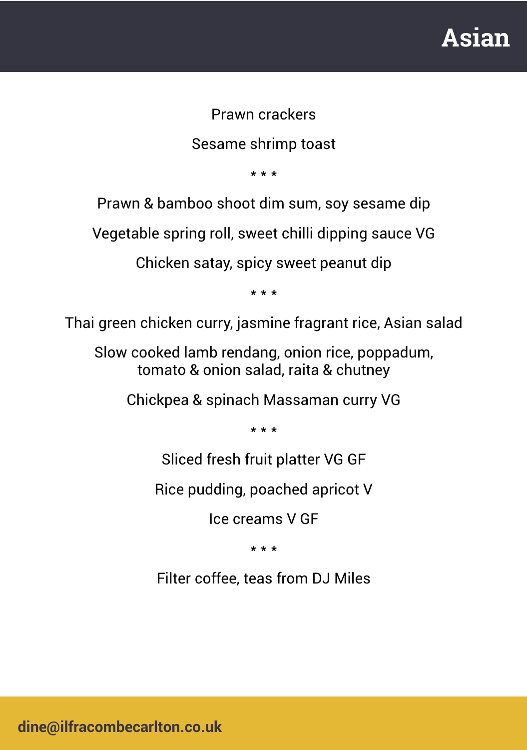# Asian

Prawn crackers

Sesame shrimp toast

* * *

Prawn & bamboo shoot dim sum, soy sesame dip

Vegetable spring roll, sweet chilli dipping sauce VG

Chicken satay, spicy sweet peanut dip

* * *

Thai green chicken curry, jasmine fragrant rice, Asian salad

Slow cooked lamb rendang, onion rice, poppadum, tomato & onion salad, raita & chutney

Chickpea & spinach Massaman curry VG

* * *

Sliced fresh fruit platter VG GF

Rice pudding, poached apricot V

Ice creams V GF

* * *

Filter coffee, teas from DJ Miles

**dine@ilfracombecarlton.co.uk**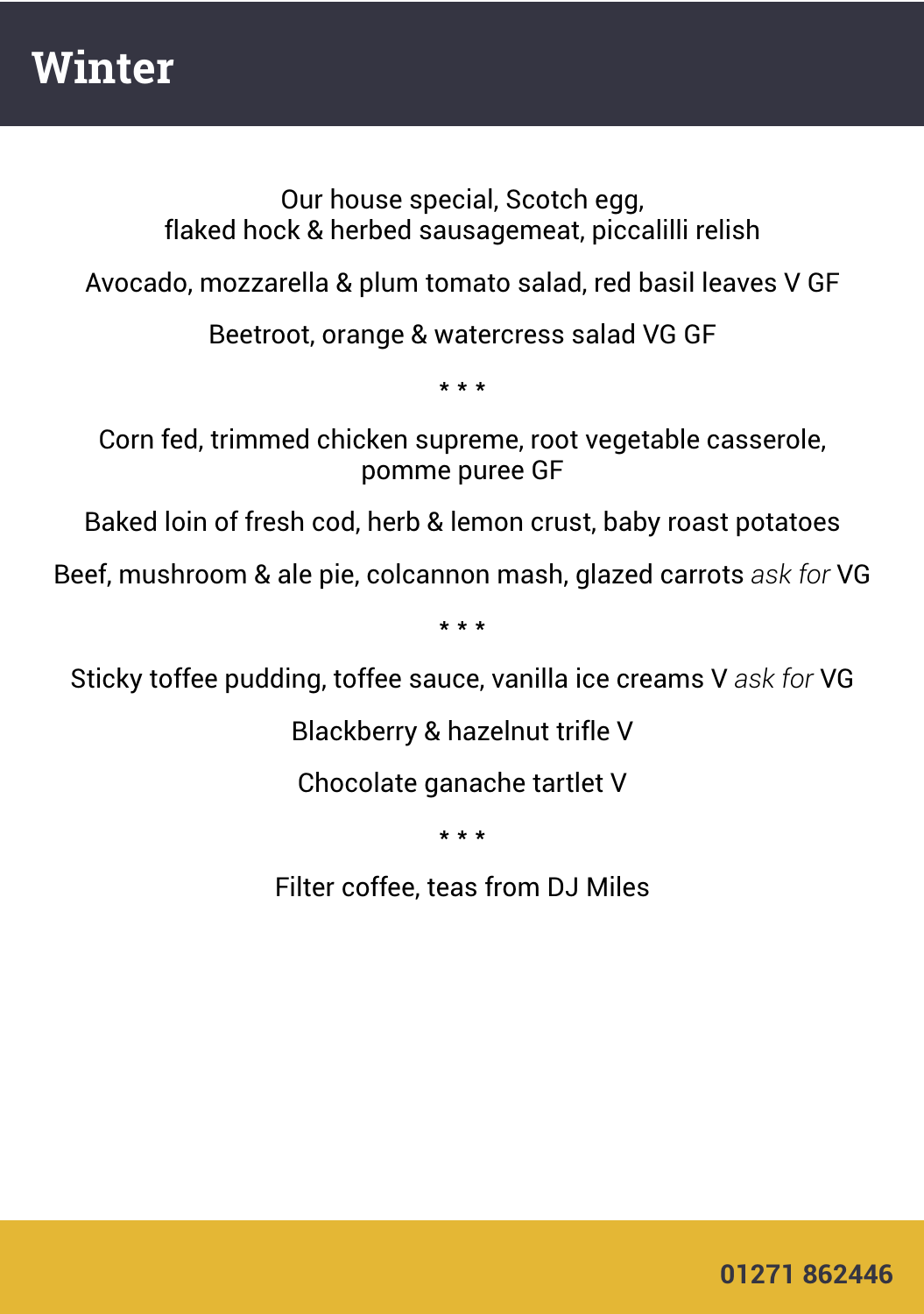# Winter

Our house special, Scotch egg,
flaked hock & herbed sausagemeat, piccalilli relish

Avocado, mozzarella & plum tomato salad, red basil leaves V GF

Beetroot, orange & watercress salad VG GF

* * *

Corn fed, trimmed chicken supreme, root vegetable casserole,
pomme puree GF

Baked loin of fresh cod, herb & lemon crust, baby roast potatoes

Beef, mushroom & ale pie, colcannon mash, glazed carrots *ask for* VG

* * *

Sticky toffee pudding, toffee sauce, vanilla ice creams V *ask for* VG

Blackberry & hazelnut trifle V

Chocolate ganache tartlet V

* * *

Filter coffee, teas from DJ Miles

**01271 862446**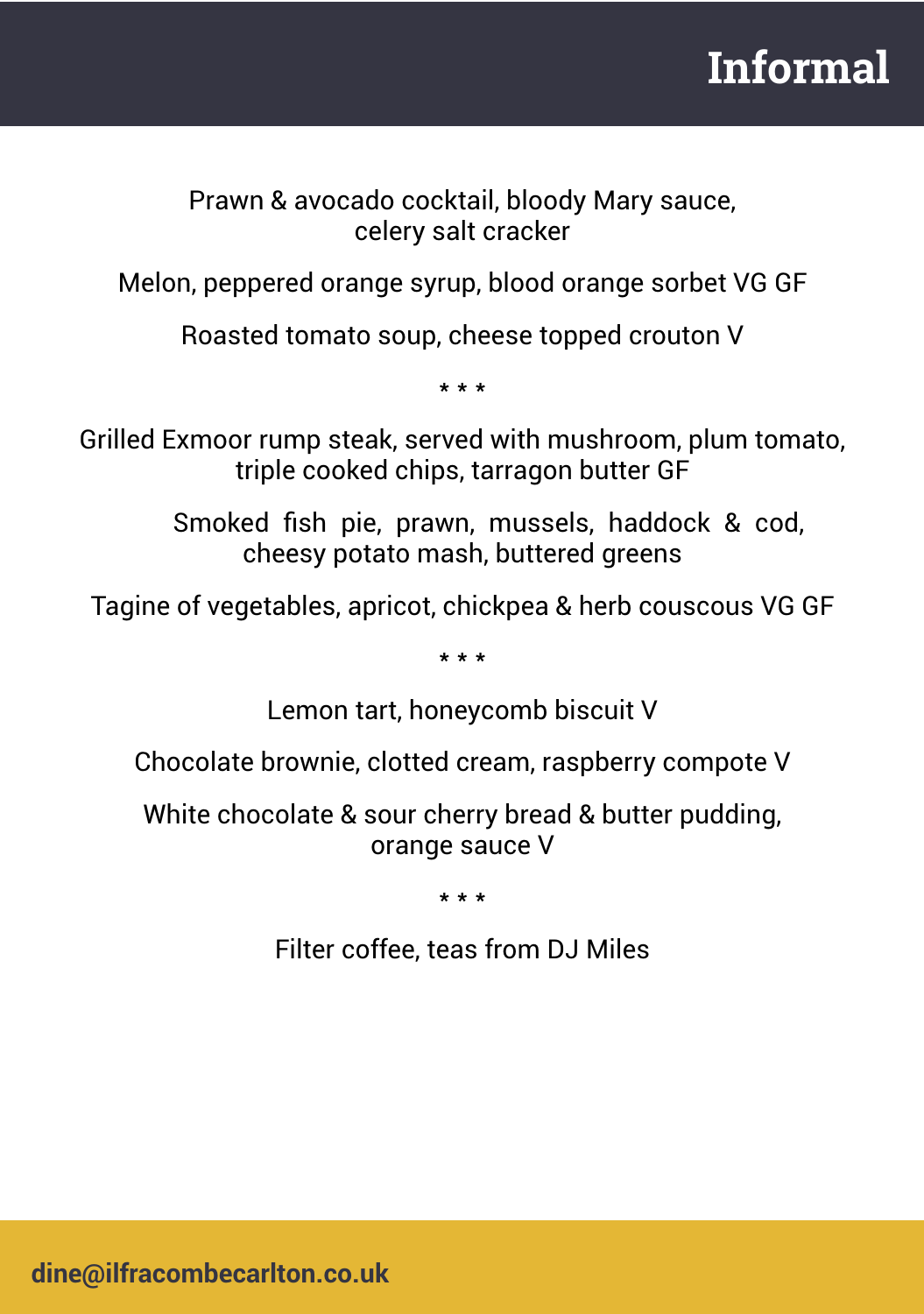# Informal

Prawn & avocado cocktail, bloody Mary sauce, celery salt cracker

Melon, peppered orange syrup, blood orange sorbet VG GF

Roasted tomato soup, cheese topped crouton V

* * *

Grilled Exmoor rump steak, served with mushroom, plum tomato, triple cooked chips, tarragon butter GF

Smoked fish pie, prawn, mussels, haddock & cod, cheesy potato mash, buttered greens

Tagine of vegetables, apricot, chickpea & herb couscous VG GF

* * *

Lemon tart, honeycomb biscuit V

Chocolate brownie, clotted cream, raspberry compote V

White chocolate & sour cherry bread & butter pudding, orange sauce V

* * *

Filter coffee, teas from DJ Miles

**dine@ilfracombecarlton.co.uk**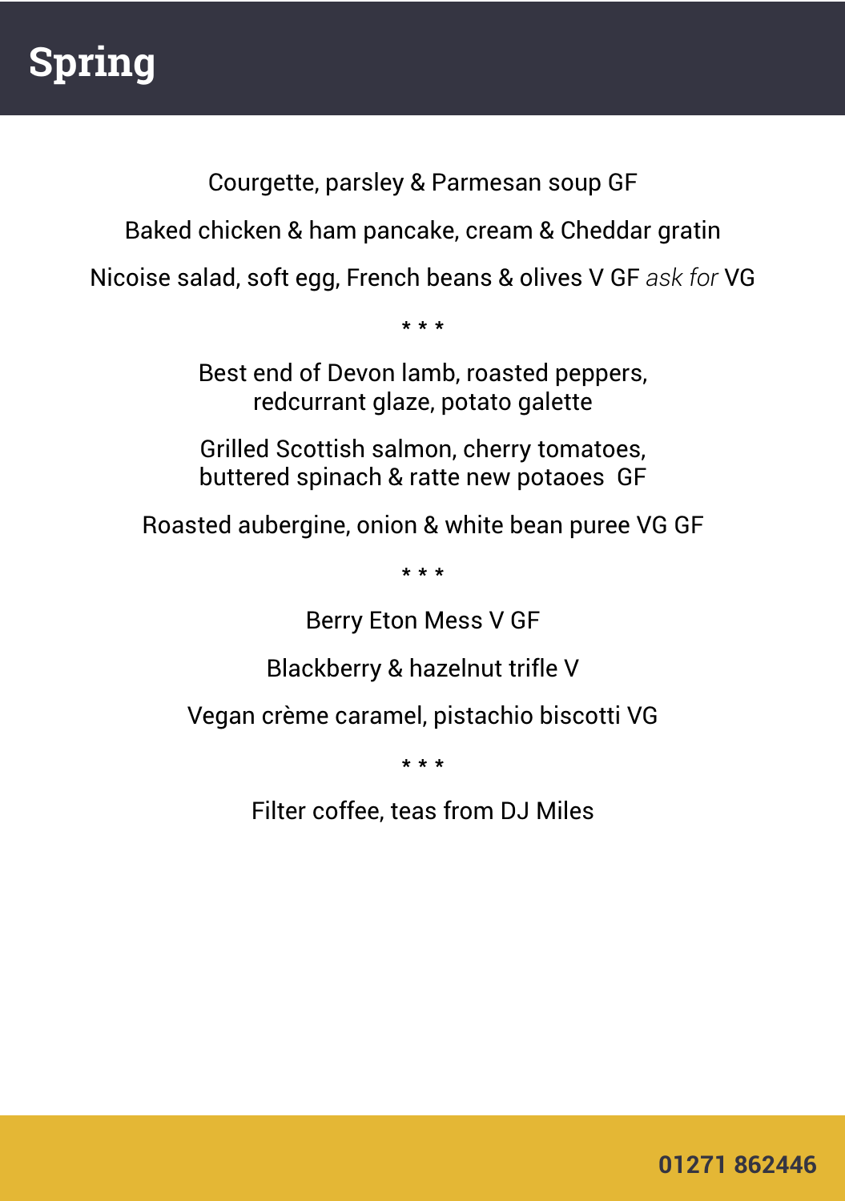# Spring

Courgette, parsley & Parmesan soup GF

Baked chicken & ham pancake, cream & Cheddar gratin

Nicoise salad, soft egg, French beans & olives V GF *ask for* VG

* * *

Best end of Devon lamb, roasted peppers,
redcurrant glaze, potato galette

Grilled Scottish salmon, cherry tomatoes,
buttered spinach & ratte new potaoes GF

Roasted aubergine, onion & white bean puree VG GF

* * *

Berry Eton Mess V GF

Blackberry & hazelnut trifle V

Vegan crème caramel, pistachio biscotti VG

* * *

Filter coffee, teas from DJ Miles

**01271 862446**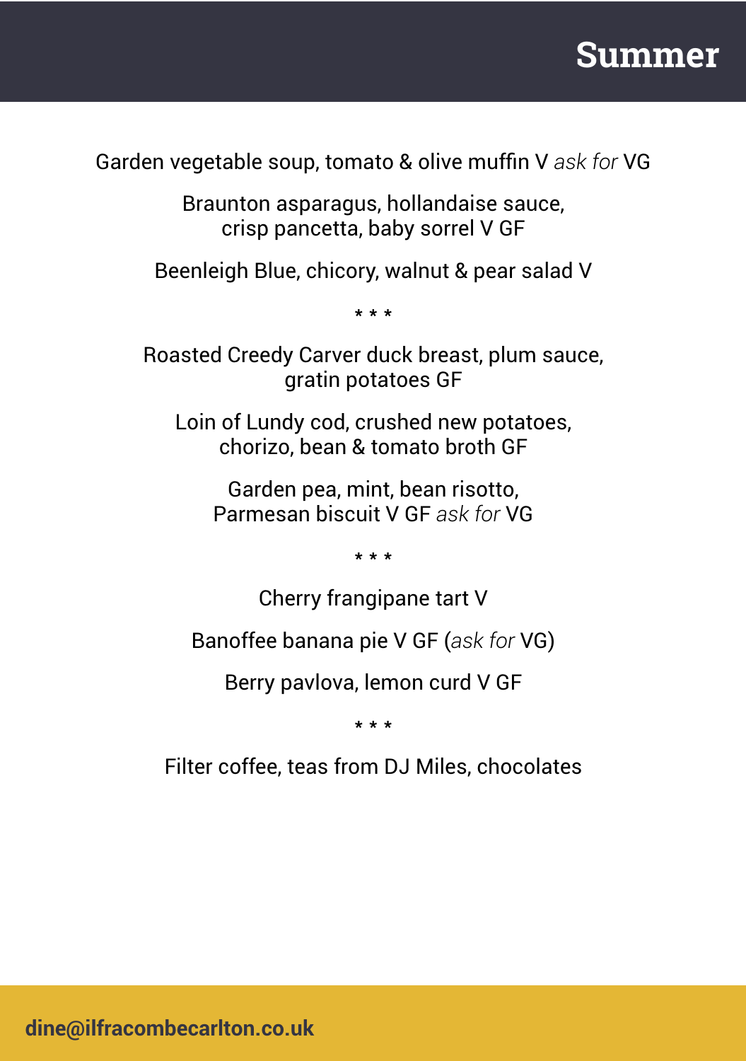# Summer

Garden vegetable soup, tomato & olive muffin V *ask for* VG

Braunton asparagus, hollandaise sauce,
crisp pancetta, baby sorrel V GF

Beenleigh Blue, chicory, walnut & pear salad V

* * *

Roasted Creedy Carver duck breast, plum sauce,
gratin potatoes GF

Loin of Lundy cod, crushed new potatoes,
chorizo, bean & tomato broth GF

Garden pea, mint, bean risotto,
Parmesan biscuit V GF *ask for* VG

* * *

Cherry frangipane tart V

Banoffee banana pie V GF (*ask for* VG)

Berry pavlova, lemon curd V GF

* * *

Filter coffee, teas from DJ Miles, chocolates

**dine@ilfracombecarlton.co.uk**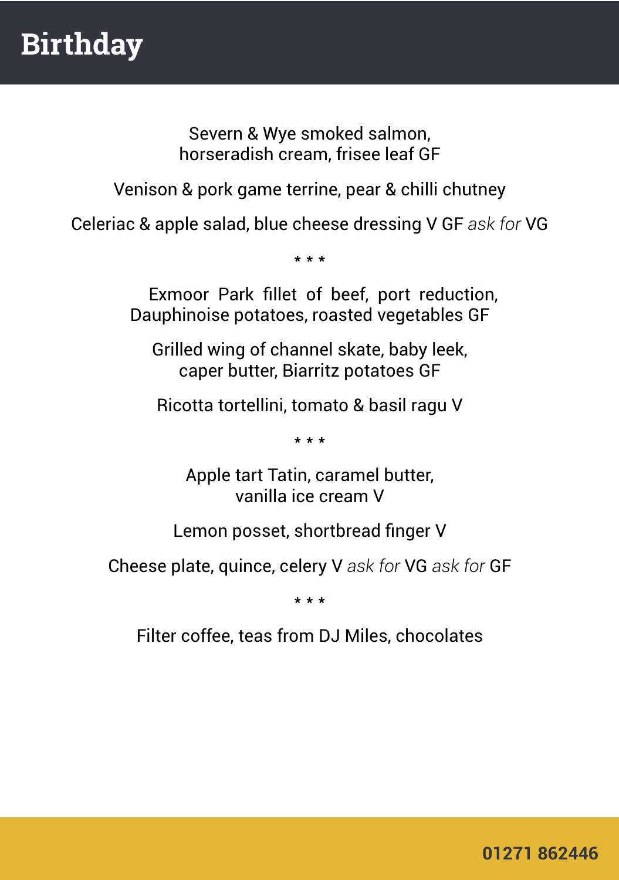# Birthday

Severn & Wye smoked salmon,
horseradish cream, frisee leaf GF

Venison & pork game terrine, pear & chilli chutney

Celeriac & apple salad, blue cheese dressing V GF *ask for* VG

* * *

Exmoor Park fillet of beef, port reduction,
Dauphinoise potatoes, roasted vegetables GF

Grilled wing of channel skate, baby leek,
caper butter, Biarritz potatoes GF

Ricotta tortellini, tomato & basil ragu V

* * *

Apple tart Tatin, caramel butter,
vanilla ice cream V

Lemon posset, shortbread finger V

Cheese plate, quince, celery V *ask for* VG *ask for* GF

* * *

Filter coffee, teas from DJ Miles, chocolates

**01271 862446**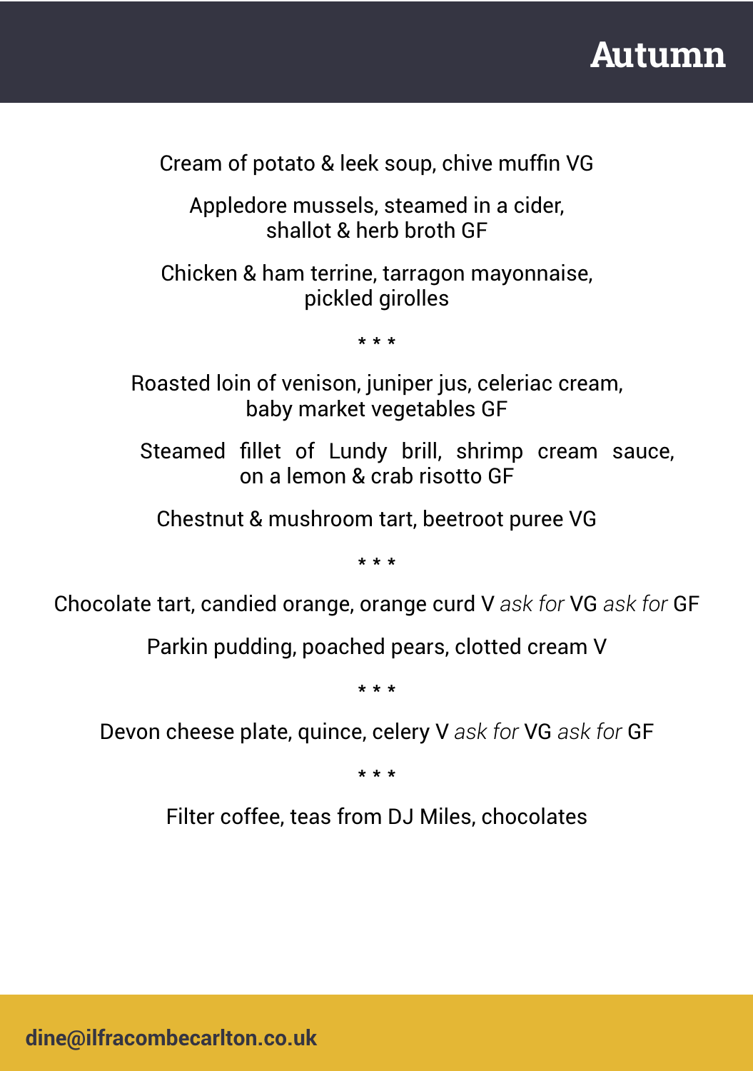# Autumn

Cream of potato & leek soup, chive muffin VG

Appledore mussels, steamed in a cider, shallot & herb broth GF

Chicken & ham terrine, tarragon mayonnaise, pickled girolles

* * *

Roasted loin of venison, juniper jus, celeriac cream, baby market vegetables GF

Steamed fillet of Lundy brill, shrimp cream sauce, on a lemon & crab risotto GF

Chestnut & mushroom tart, beetroot puree VG

* * *

Chocolate tart, candied orange, orange curd V *ask for* VG *ask for* GF

Parkin pudding, poached pears, clotted cream V

* * *

Devon cheese plate, quince, celery V *ask for* VG *ask for* GF

* * *

Filter coffee, teas from DJ Miles, chocolates

**dine@ilfracombecarlton.co.uk**